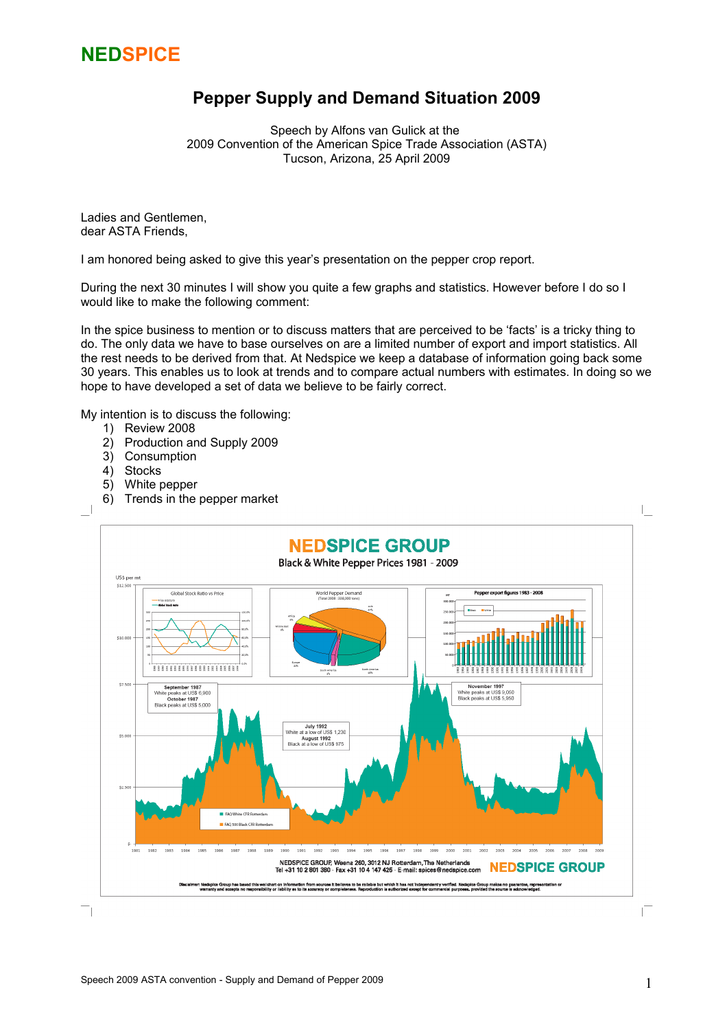**NEDSPICE**

# Pepper Supply and Demand Situation 2009

Speech by Alfons van Gulick at the
2009 Convention of the American Spice Trade Association (ASTA)
Tucson, Arizona, 25 April 2009

Ladies and Gentlemen,
dear ASTA Friends,

I am honored being asked to give this year's presentation on the pepper crop report.

During the next 30 minutes I will show you quite a few graphs and statistics. However before I do so I would like to make the following comment:

In the spice business to mention or to discuss matters that are perceived to be 'facts' is a tricky thing to do. The only data we have to base ourselves on are a limited number of export and import statistics. All the rest needs to be derived from that. At Nedspice we keep a database of information going back some 30 years. This enables us to look at trends and to compare actual numbers with estimates. In doing so we hope to have developed a set of data we believe to be fairly correct.

My intention is to discuss the following:

1) Review 2008
2) Production and Supply 2009
3) Consumption
4) Stocks
5) White pepper
6) Trends in the pepper market

**NEDSPICE GROUP**

Black & White Pepper Prices 1981 - 2009

September 1987
White peaks at US$ 6,900
October 1987
Black peaks at US$ 5,000

July 1992
White at a low of US$ 1,230
August 1992
Black at a low of US$ 975

November 1997
White peaks at US$ 9,050
Black peaks at US$ 5,950

NEDSPICE GROUP, Weena 260, 3012 NJ Rotterdam, The Netherlands
Tel +31 10 2 801 380 - Fax +31 10 4 147 425 - E-mail: spices@nedspice.com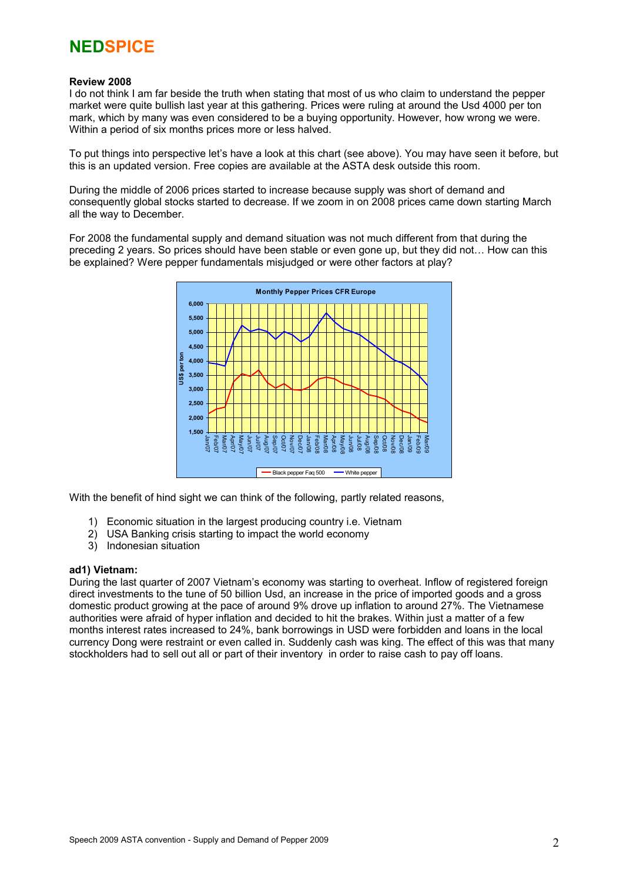NEDSPICE

**Review 2008**

I do not think I am far beside the truth when stating that most of us who claim to understand the pepper market were quite bullish last year at this gathering. Prices were ruling at around the Usd 4000 per ton mark, which by many was even considered to be a buying opportunity. However, how wrong we were. Within a period of six months prices more or less halved.

To put things into perspective let's have a look at this chart (see above). You may have seen it before, but this is an updated version. Free copies are available at the ASTA desk outside this room.

During the middle of 2006 prices started to increase because supply was short of demand and consequently global stocks started to decrease. If we zoom in on 2008 prices came down starting March all the way to December.

For 2008 the fundamental supply and demand situation was not much different from that during the preceding 2 years. So prices should have been stable or even gone up, but they did not… How can this be explained? Were pepper fundamentals misjudged or were other factors at play?

With the benefit of hind sight we can think of the following, partly related reasons,

1) Economic situation in the largest producing country i.e. Vietnam
2) USA Banking crisis starting to impact the world economy
3) Indonesian situation

**ad1) Vietnam:**

During the last quarter of 2007 Vietnam's economy was starting to overheat. Inflow of registered foreign direct investments to the tune of 50 billion Usd, an increase in the price of imported goods and a gross domestic product growing at the pace of around 9% drove up inflation to around 27%. The Vietnamese authorities were afraid of hyper inflation and decided to hit the brakes. Within just a matter of a few months interest rates increased to 24%, bank borrowings in USD were forbidden and loans in the local currency Dong were restraint or even called in. Suddenly cash was king. The effect of this was that many stockholders had to sell out all or part of their inventory in order to raise cash to pay off loans.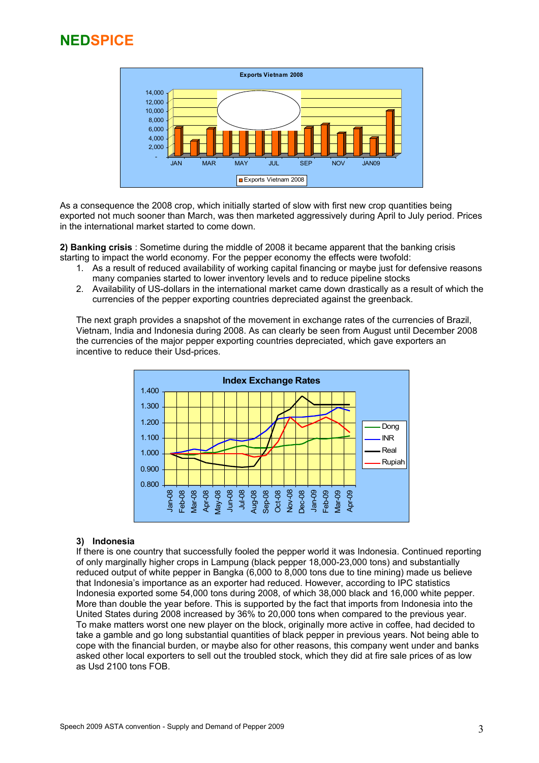As a consequence the 2008 crop, which initially started of slow with first new crop quantities being exported not much sooner than March, was then marketed aggressively during April to July period. Prices in the international market started to come down.

**2) Banking crisis** : Sometime during the middle of 2008 it became apparent that the banking crisis starting to impact the world economy. For the pepper economy the effects were twofold:

1. As a result of reduced availability of working capital financing or maybe just for defensive reasons many companies started to lower inventory levels and to reduce pipeline stocks
2. Availability of US-dollars in the international market came down drastically as a result of which the currencies of the pepper exporting countries depreciated against the greenback.

The next graph provides a snapshot of the movement in exchange rates of the currencies of Brazil, Vietnam, India and Indonesia during 2008. As can clearly be seen from August until December 2008 the currencies of the major pepper exporting countries depreciated, which gave exporters an incentive to reduce their Usd-prices.

**3) Indonesia**

If there is one country that successfully fooled the pepper world it was Indonesia. Continued reporting of only marginally higher crops in Lampung (black pepper 18,000-23,000 tons) and substantially reduced output of white pepper in Bangka (6,000 to 8,000 tons due to tine mining) made us believe that Indonesia's importance as an exporter had reduced. However, according to IPC statistics Indonesia exported some 54,000 tons during 2008, of which 38,000 black and 16,000 white pepper. More than double the year before. This is supported by the fact that imports from Indonesia into the United States during 2008 increased by 36% to 20,000 tons when compared to the previous year. To make matters worst one new player on the block, originally more active in coffee, had decided to take a gamble and go long substantial quantities of black pepper in previous years. Not being able to cope with the financial burden, or maybe also for other reasons, this company went under and banks asked other local exporters to sell out the troubled stock, which they did at fire sale prices of as low as Usd 2100 tons FOB.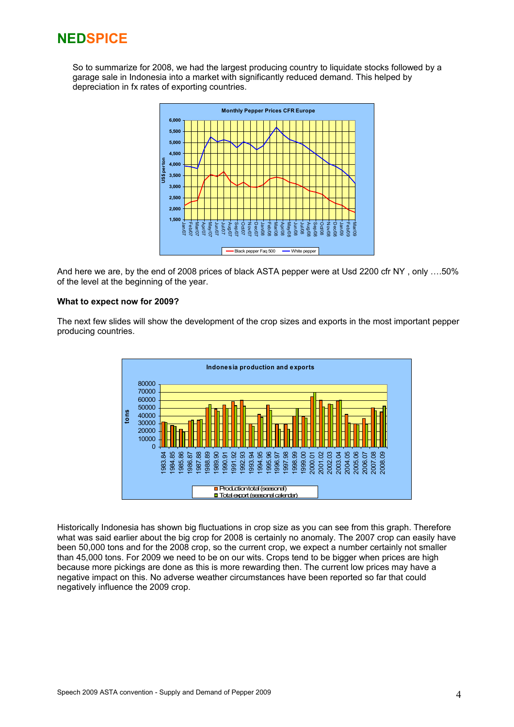So to summarize for 2008, we had the largest producing country to liquidate stocks followed by a garage sale in Indonesia into a market with significantly reduced demand. This helped by depreciation in fx rates of exporting countries.

And here we are, by the end of 2008 prices of black ASTA pepper were at Usd 2200 cfr NY , only ….50% of the level at the beginning of the year.

**What to expect now for 2009?**

The next few slides will show the development of the crop sizes and exports in the most important pepper producing countries.

Historically Indonesia has shown big fluctuations in crop size as you can see from this graph. Therefore what was said earlier about the big crop for 2008 is certainly no anomaly. The 2007 crop can easily have been 50,000 tons and for the 2008 crop, so the current crop, we expect a number certainly not smaller than 45,000 tons. For 2009 we need to be on our wits. Crops tend to be bigger when prices are high because more pickings are done as this is more rewarding then. The current low prices may have a negative impact on this. No adverse weather circumstances have been reported so far that could negatively influence the 2009 crop.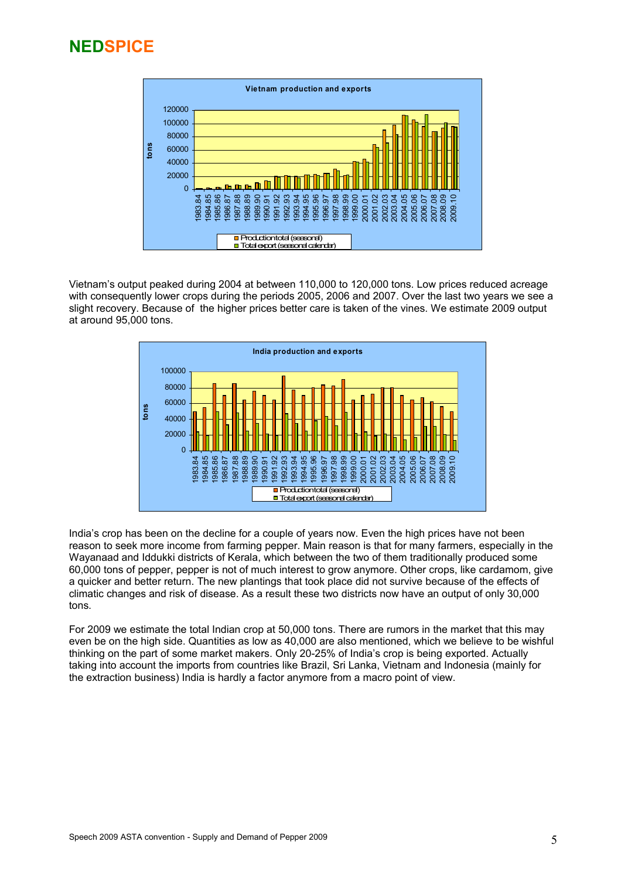Vietnam's output peaked during 2004 at between 110,000 to 120,000 tons. Low prices reduced acreage with consequently lower crops during the periods 2005, 2006 and 2007. Over the last two years we see a slight recovery. Because of the higher prices better care is taken of the vines. We estimate 2009 output at around 95,000 tons.

India's crop has been on the decline for a couple of years now. Even the high prices have not been reason to seek more income from farming pepper. Main reason is that for many farmers, especially in the Wayanaad and Iddukki districts of Kerala, which between the two of them traditionally produced some 60,000 tons of pepper, pepper is not of much interest to grow anymore. Other crops, like cardamom, give a quicker and better return. The new plantings that took place did not survive because of the effects of climatic changes and risk of disease. As a result these two districts now have an output of only 30,000 tons.

For 2009 we estimate the total Indian crop at 50,000 tons. There are rumors in the market that this may even be on the high side. Quantities as low as 40,000 are also mentioned, which we believe to be wishful thinking on the part of some market makers. Only 20-25% of India's crop is being exported. Actually taking into account the imports from countries like Brazil, Sri Lanka, Vietnam and Indonesia (mainly for the extraction business) India is hardly a factor anymore from a macro point of view.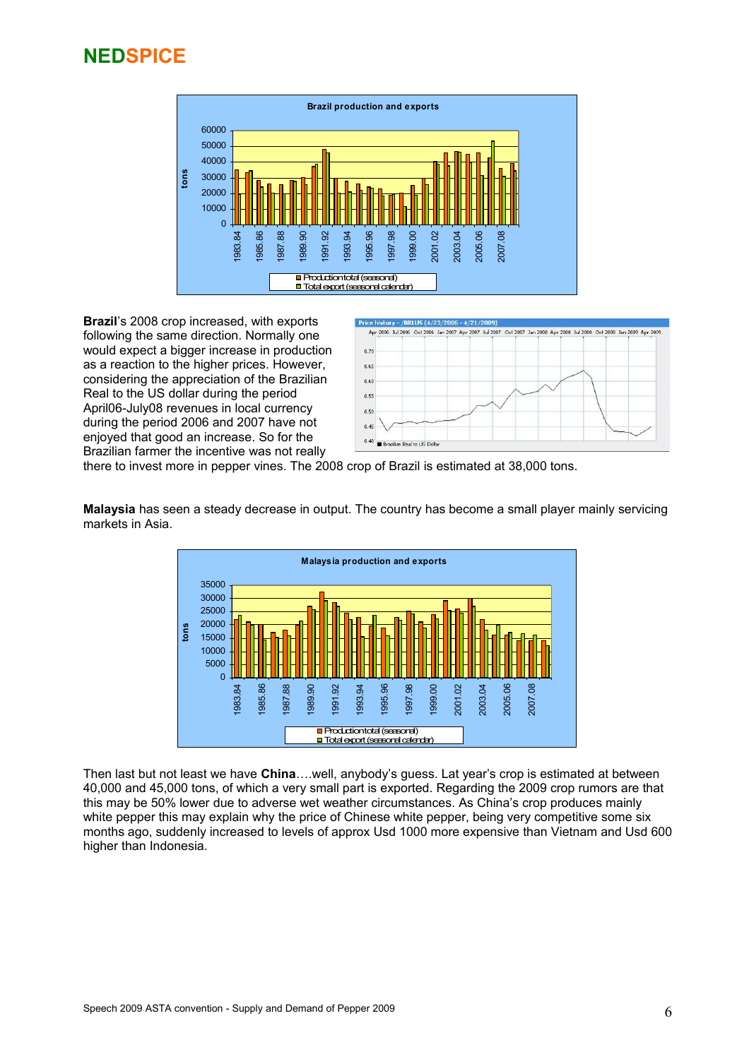Brazil production and exports

**Brazil**'s 2008 crop increased, with exports following the same direction. Normally one would expect a bigger increase in production as a reaction to the higher prices. However, considering the appreciation of the Brazilian Real to the US dollar during the period April06-July08 revenues in local currency during the period 2006 and 2007 have not enjoyed that good an increase. So for the Brazilian farmer the incentive was not really there to invest more in pepper vines. The 2008 crop of Brazil is estimated at 38,000 tons.

**Malaysia** has seen a steady decrease in output. The country has become a small player mainly servicing markets in Asia.

Malaysia production and exports

Then last but not least we have **China**….well, anybody's guess. Lat year's crop is estimated at between 40,000 and 45,000 tons, of which a very small part is exported. Regarding the 2009 crop rumors are that this may be 50% lower due to adverse wet weather circumstances. As China's crop produces mainly white pepper this may explain why the price of Chinese white pepper, being very competitive some six months ago, suddenly increased to levels of approx Usd 1000 more expensive than Vietnam and Usd 600 higher than Indonesia.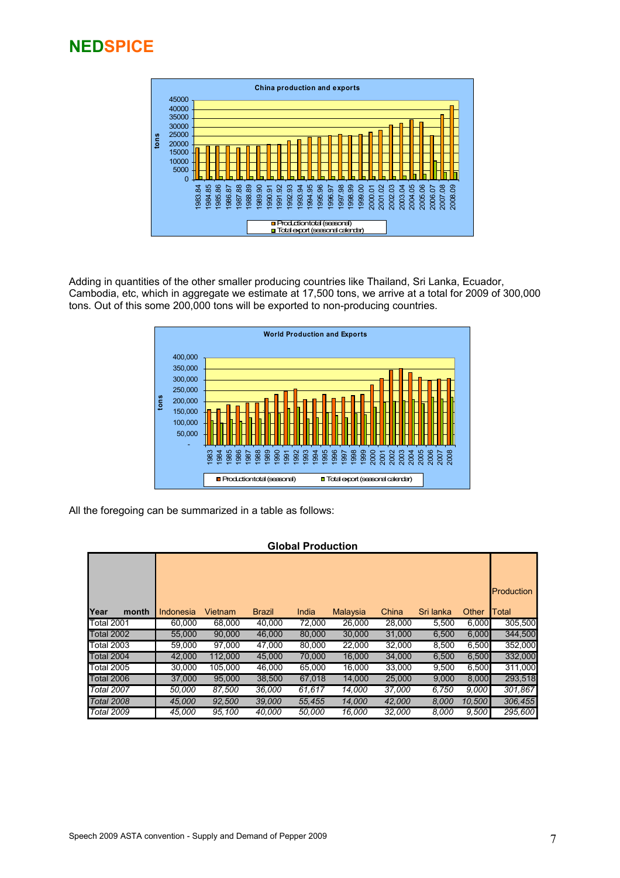# NEDSPICE

Adding in quantities of the other smaller producing countries like Thailand, Sri Lanka, Ecuador, Cambodia, etc, which in aggregate we estimate at 17,500 tons, we arrive at a total for 2009 of 300,000 tons. Out of this some 200,000 tons will be exported to non-producing countries.

All the foregoing can be summarized in a table as follows:

**Global Production**

| Year month | Indonesia | Vietnam | Brazil | India | Malaysia | China | Sri lanka | Other | Production Total |
|---|---|---|---|---|---|---|---|---|---|
| Total 2001 | 60,000 | 68,000 | 40,000 | 72,000 | 26,000 | 28,000 | 5,500 | 6,000 | 305,500 |
| Total 2002 | 55,000 | 90,000 | 46,000 | 80,000 | 30,000 | 31,000 | 6,500 | 6,000 | 344,500 |
| Total 2003 | 59,000 | 97,000 | 47,000 | 80,000 | 22,000 | 32,000 | 8,500 | 6,500 | 352,000 |
| Total 2004 | 42,000 | 112,000 | 45,000 | 70,000 | 16,000 | 34,000 | 6,500 | 6,500 | 332,000 |
| Total 2005 | 30,000 | 105,000 | 46,000 | 65,000 | 16,000 | 33,000 | 9,500 | 6,500 | 311,000 |
| Total 2006 | 37,000 | 95,000 | 38,500 | 67,018 | 14,000 | 25,000 | 9,000 | 8,000 | 293,518 |
| *Total 2007* | *50,000* | *87,500* | *36,000* | *61,617* | *14,000* | *37,000* | *6,750* | *9,000* | *301,867* |
| *Total 2008* | *45,000* | *92,500* | *39,000* | *55,455* | *14,000* | *42,000* | *8,000* | *10,500* | *306,455* |
| *Total 2009* | *45,000* | *95,100* | *40,000* | *50,000* | *16,000* | *32,000* | *8,000* | *9,500* | *295,600* |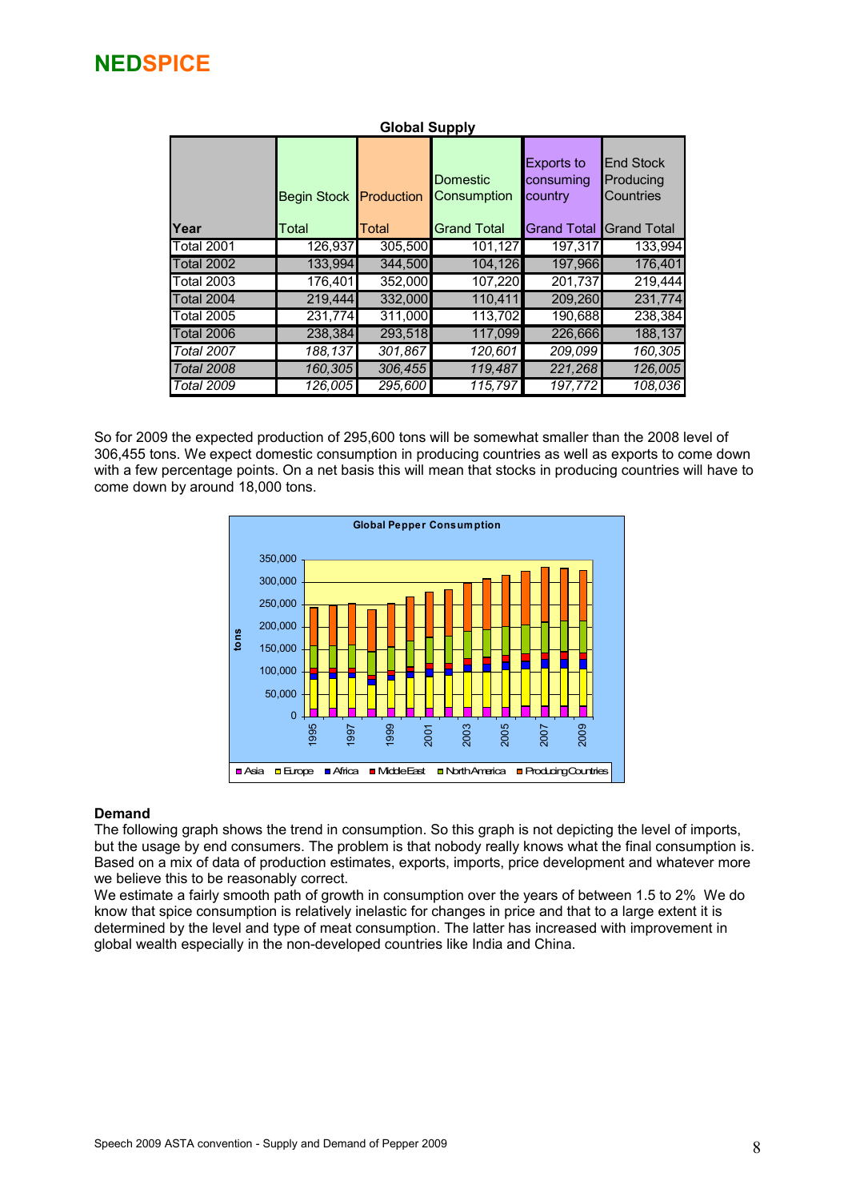# NEDSPICE

**Global Supply**

| Year | Begin Stock Total | Production Total | Domestic Consumption Grand Total | Exports to consuming country Grand Total | End Stock Producing Countries Grand Total |
|---|---|---|---|---|---|
| Total 2001 | 126,937 | 305,500 | 101,127 | 197,317 | 133,994 |
| Total 2002 | 133,994 | 344,500 | 104,126 | 197,966 | 176,401 |
| Total 2003 | 176,401 | 352,000 | 107,220 | 201,737 | 219,444 |
| Total 2004 | 219,444 | 332,000 | 110,411 | 209,260 | 231,774 |
| Total 2005 | 231,774 | 311,000 | 113,702 | 190,688 | 238,384 |
| Total 2006 | 238,384 | 293,518 | 117,099 | 226,666 | 188,137 |
| *Total 2007* | *188,137* | *301,867* | *120,601* | *209,099* | *160,305* |
| *Total 2008* | *160,305* | *306,455* | *119,487* | *221,268* | *126,005* |
| *Total 2009* | *126,005* | *295,600* | *115,797* | *197,772* | *108,036* |

So for 2009 the expected production of 295,600 tons will be somewhat smaller than the 2008 level of 306,455 tons. We expect domestic consumption in producing countries as well as exports to come down with a few percentage points. On a net basis this will mean that stocks in producing countries will have to come down by around 18,000 tons.

**Global Pepper Consumption**

## Demand

The following graph shows the trend in consumption. So this graph is not depicting the level of imports, but the usage by end consumers. The problem is that nobody really knows what the final consumption is. Based on a mix of data of production estimates, exports, imports, price development and whatever more we believe this to be reasonably correct.

We estimate a fairly smooth path of growth in consumption over the years of between 1.5 to 2% We do know that spice consumption is relatively inelastic for changes in price and that to a large extent it is determined by the level and type of meat consumption. The latter has increased with improvement in global wealth especially in the non-developed countries like India and China.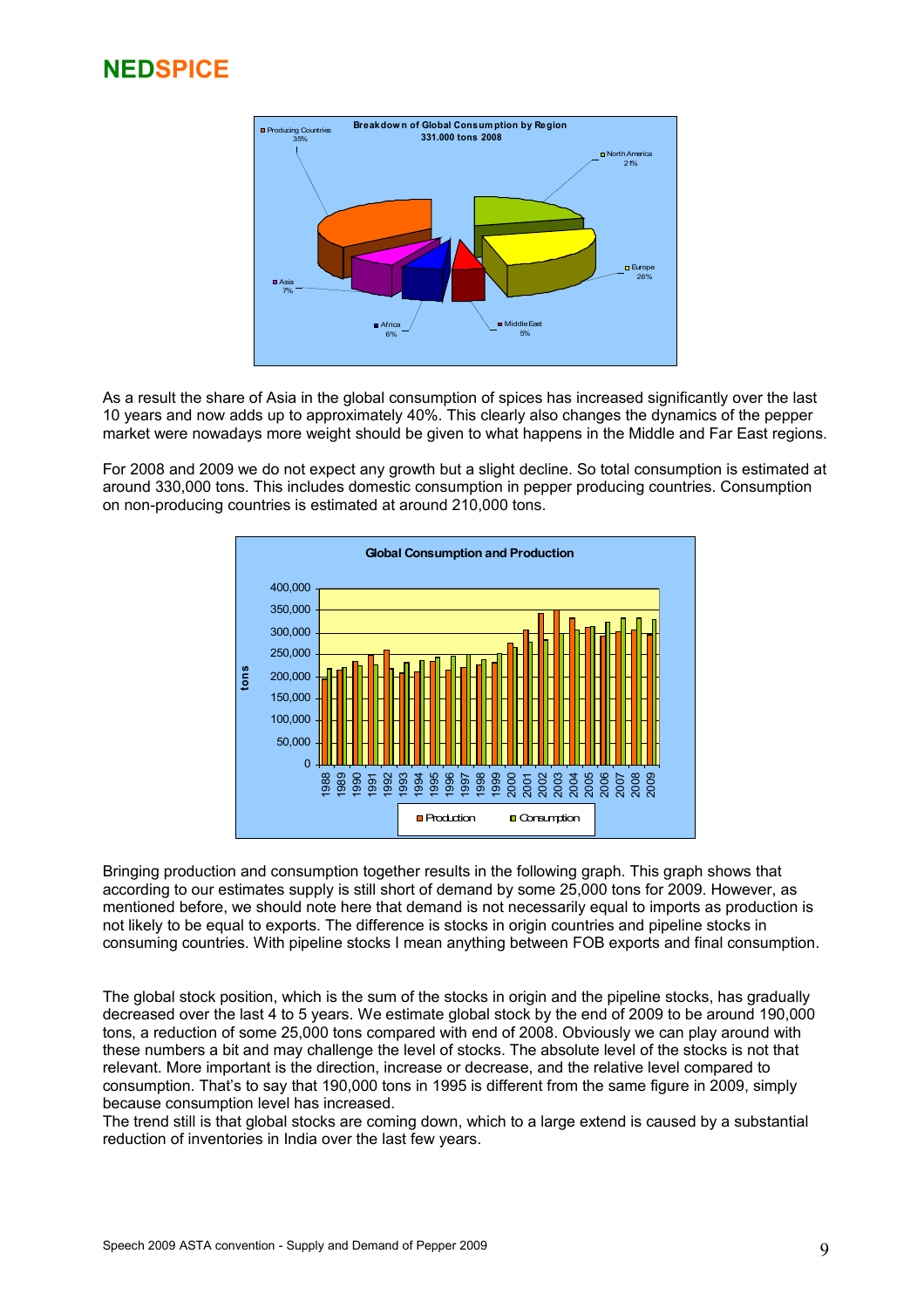As a result the share of Asia in the global consumption of spices has increased significantly over the last 10 years and now adds up to approximately 40%. This clearly also changes the dynamics of the pepper market were nowadays more weight should be given to what happens in the Middle and Far East regions.

For 2008 and 2009 we do not expect any growth but a slight decline. So total consumption is estimated at around 330,000 tons. This includes domestic consumption in pepper producing countries. Consumption on non-producing countries is estimated at around 210,000 tons.

Bringing production and consumption together results in the following graph. This graph shows that according to our estimates supply is still short of demand by some 25,000 tons for 2009. However, as mentioned before, we should note here that demand is not necessarily equal to imports as production is not likely to be equal to exports. The difference is stocks in origin countries and pipeline stocks in consuming countries. With pipeline stocks I mean anything between FOB exports and final consumption.

The global stock position, which is the sum of the stocks in origin and the pipeline stocks, has gradually decreased over the last 4 to 5 years. We estimate global stock by the end of 2009 to be around 190,000 tons, a reduction of some 25,000 tons compared with end of 2008. Obviously we can play around with these numbers a bit and may challenge the level of stocks. The absolute level of the stocks is not that relevant. More important is the direction, increase or decrease, and the relative level compared to consumption. That's to say that 190,000 tons in 1995 is different from the same figure in 2009, simply because consumption level has increased.
The trend still is that global stocks are coming down, which to a large extend is caused by a substantial reduction of inventories in India over the last few years.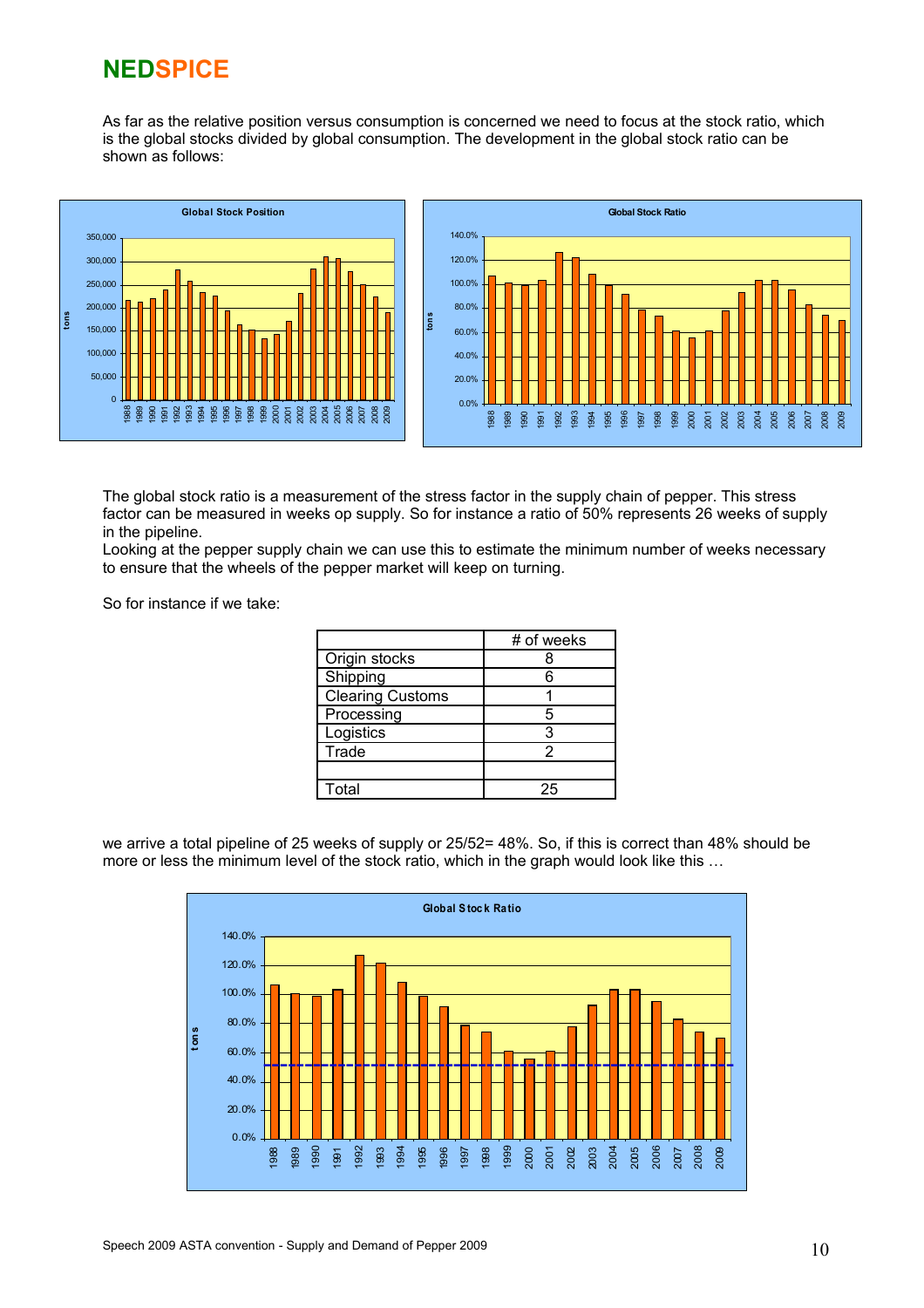# NEDSPICE

As far as the relative position versus consumption is concerned we need to focus at the stock ratio, which is the global stocks divided by global consumption. The development in the global stock ratio can be shown as follows:

The global stock ratio is a measurement of the stress factor in the supply chain of pepper. This stress factor can be measured in weeks op supply. So for instance a ratio of 50% represents 26 weeks of supply in the pipeline.

Looking at the pepper supply chain we can use this to estimate the minimum number of weeks necessary to ensure that the wheels of the pepper market will keep on turning.

So for instance if we take:

| | # of weeks |
|---|---|
| Origin stocks | 8 |
| Shipping | 6 |
| Clearing Customs | 1 |
| Processing | 5 |
| Logistics | 3 |
| Trade | 2 |
| | |
| Total | 25 |

we arrive a total pipeline of 25 weeks of supply or 25/52= 48%. So, if this is correct than 48% should be more or less the minimum level of the stock ratio, which in the graph would look like this …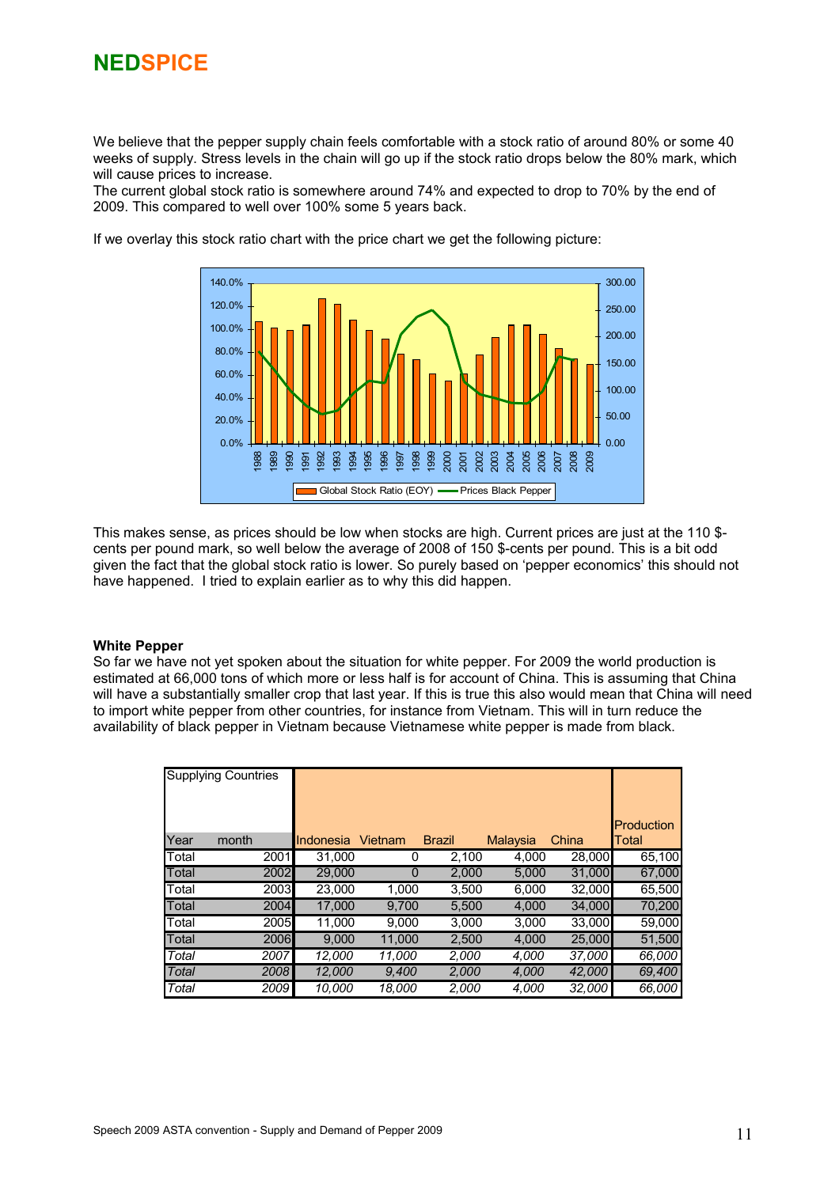We believe that the pepper supply chain feels comfortable with a stock ratio of around 80% or some 40 weeks of supply. Stress levels in the chain will go up if the stock ratio drops below the 80% mark, which will cause prices to increase.
The current global stock ratio is somewhere around 74% and expected to drop to 70% by the end of 2009. This compared to well over 100% some 5 years back.

If we overlay this stock ratio chart with the price chart we get the following picture:

This makes sense, as prices should be low when stocks are high. Current prices are just at the 110 $-cents per pound mark, so well below the average of 2008 of 150 $-cents per pound. This is a bit odd given the fact that the global stock ratio is lower. So purely based on 'pepper economics' this should not have happened. I tried to explain earlier as to why this did happen.

**White Pepper**
So far we have not yet spoken about the situation for white pepper. For 2009 the world production is estimated at 66,000 tons of which more or less half is for account of China. This is assuming that China will have a substantially smaller crop that last year. If this is true this also would mean that China will need to import white pepper from other countries, for instance from Vietnam. This will in turn reduce the availability of black pepper in Vietnam because Vietnamese white pepper is made from black.

| Supplying Countries | | | | | | | |
|---|---|---|---|---|---|---|---|
| Year | month | Indonesia | Vietnam | Brazil | Malaysia | China | Production Total |
| Total | 2001 | 31,000 | 0 | 2,100 | 4,000 | 28,000 | 65,100 |
| Total | 2002 | 29,000 | 0 | 2,000 | 5,000 | 31,000 | 67,000 |
| Total | 2003 | 23,000 | 1,000 | 3,500 | 6,000 | 32,000 | 65,500 |
| Total | 2004 | 17,000 | 9,700 | 5,500 | 4,000 | 34,000 | 70,200 |
| Total | 2005 | 11,000 | 9,000 | 3,000 | 3,000 | 33,000 | 59,000 |
| Total | 2006 | 9,000 | 11,000 | 2,500 | 4,000 | 25,000 | 51,500 |
| *Total* | *2007* | *12,000* | *11,000* | *2,000* | *4,000* | *37,000* | *66,000* |
| *Total* | *2008* | *12,000* | *9,400* | *2,000* | *4,000* | *42,000* | *69,400* |
| *Total* | *2009* | *10,000* | *18,000* | *2,000* | *4,000* | *32,000* | *66,000* |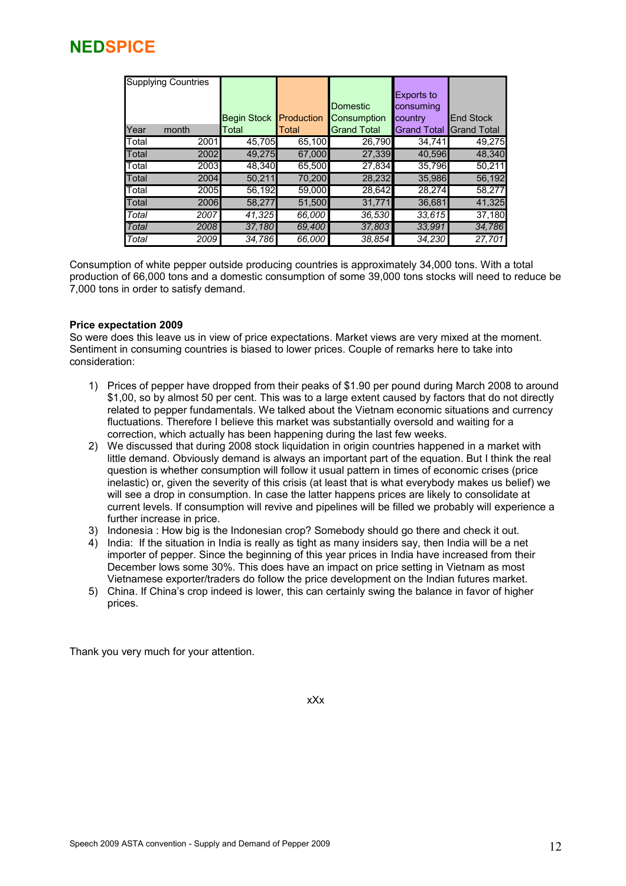# NEDSPICE

| Supplying Countries | | | | | | |
|---|---|---|---|---|---|---|
| Year | month | Begin Stock Total | Production Total | Domestic Consumption Grand Total | Exports to consuming country Grand Total | End Stock Grand Total |
| Total | 2001 | 45,705 | 65,100 | 26,790 | 34,741 | 49,275 |
| Total | 2002 | 49,275 | 67,000 | 27,339 | 40,596 | 48,340 |
| Total | 2003 | 48,340 | 65,500 | 27,834 | 35,796 | 50,211 |
| Total | 2004 | 50,211 | 70,200 | 28,232 | 35,986 | 56,192 |
| Total | 2005 | 56,192 | 59,000 | 28,642 | 28,274 | 58,277 |
| Total | 2006 | 58,277 | 51,500 | 31,771 | 36,681 | 41,325 |
| *Total* | *2007* | *41,325* | *66,000* | *36,530* | *33,615* | *37,180* |
| *Total* | *2008* | *37,180* | *69,400* | *37,803* | *33,991* | *34,786* |
| *Total* | *2009* | *34,786* | *66,000* | *38,854* | *34,230* | *27,701* |

Consumption of white pepper outside producing countries is approximately 34,000 tons. With a total production of 66,000 tons and a domestic consumption of some 39,000 tons stocks will need to reduce be 7,000 tons in order to satisfy demand.

**Price expectation 2009**

So were does this leave us in view of price expectations. Market views are very mixed at the moment. Sentiment in consuming countries is biased to lower prices. Couple of remarks here to take into consideration:

1) Prices of pepper have dropped from their peaks of $1.90 per pound during March 2008 to around $1,00, so by almost 50 per cent. This was to a large extent caused by factors that do not directly related to pepper fundamentals. We talked about the Vietnam economic situations and currency fluctuations. Therefore I believe this market was substantially oversold and waiting for a correction, which actually has been happening during the last few weeks.
2) We discussed that during 2008 stock liquidation in origin countries happened in a market with little demand. Obviously demand is always an important part of the equation. But I think the real question is whether consumption will follow it usual pattern in times of economic crises (price inelastic) or, given the severity of this crisis (at least that is what everybody makes us belief) we will see a drop in consumption. In case the latter happens prices are likely to consolidate at current levels. If consumption will revive and pipelines will be filled we probably will experience a further increase in price.
3) Indonesia : How big is the Indonesian crop? Somebody should go there and check it out.
4) India: If the situation in India is really as tight as many insiders say, then India will be a net importer of pepper. Since the beginning of this year prices in India have increased from their December lows some 30%. This does have an impact on price setting in Vietnam as most Vietnamese exporter/traders do follow the price development on the Indian futures market.
5) China. If China's crop indeed is lower, this can certainly swing the balance in favor of higher prices.

Thank you very much for your attention.

xXx